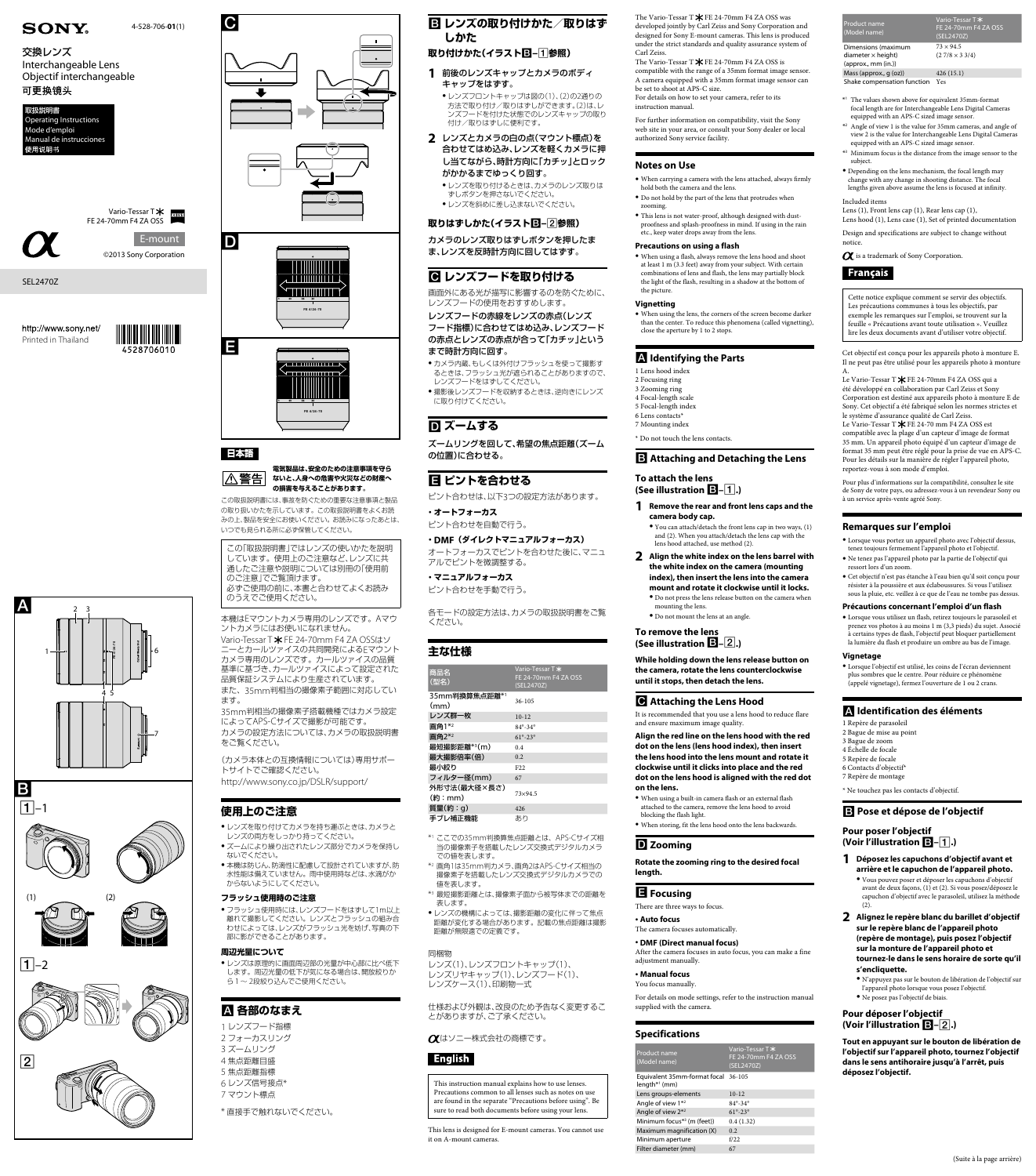SONY

4-528-706-**01**(1)

交換レンズ
Interchangeable Lens
Objectif interchangeable
可更换镜头

取扱説明書
Operating Instructions
Mode d'emploi
Manual de instrucciones
使用说明书

Vario-Tessar T* FE 24-70mm F4 ZA OSS

E-mount

©2013 Sony Corporation

SEL2470Z

http://www.sony.net/
Printed in Thailand

4528706010

A

B

1–1

(1) (2)

1–2

2

C

D

E

## 日本語

⚠警告 電気製品は、安全のための注意事項を守らないと、人身への危害や火災などの財産への損害を与えることがあります。

この取扱説明書には、事故を防ぐための重要な注意事項と製品の取り扱いかたを示しています。この取扱説明書をよくお読みの上、製品を安全にお使いください。お読みになったあとは、いつでも見られる所に必ず保管してください。

この「取扱説明書」ではレンズの使いかたを説明しています。使用上のご注意など、レンズに共通したご注意や説明については別冊の「使用前のご注意」でご覧ください。
必ずご使用の前に、本書と合わせてよくお読みのうえでご使用ください。

本機はEマウントカメラ専用のレンズです。Aマウントカメラにはお使いになれません。
Vario-Tessar T* FE 24-70mm F4 ZA OSSはソニーとカールツァイスの共同開発によるEマウントカメラ専用のレンズです。カールツァイスの品質基準に基づき、カールツァイスによって認定された品質保証システムにより生産されています。
また、35mm判相当の撮像素子範囲に対応しています。
35mm判相当の撮像素子搭載機種ではカメラ設定によってAPS-Cサイズで撮影が可能です。
カメラの設定方法については、カメラの取扱説明書をご覧ください。

（カメラ本体との互換情報については）専用サポートサイトでご確認ください。
http://www.sony.co.jp/DSLR/support/

## 使用上のご注意

- レンズを取り付けてカメラを持ち運ぶときは、カメラとレンズの両方をしっかり持ってください。
- ズームにより繰り出されたレンズ部分でカメラを保持しないでください。
- 本機は防じん、防滴性に配慮して設計されていますが、防水性能は備えていません。雨中使用時などは、水滴がかからないようにしてください。

### フラッシュ使用時のご注意

- フラッシュ使用時には、レンズフードをはずして1m以上離れて撮影してください。レンズとフラッシュの組み合わせによっては、レンズがフラッシュ光を妨げ、写真の下部に影ができることがあります。

### 周辺光量について

- レンズは原理的に画面周辺部の光量が中心部に比べ低下します。周辺光量の低下が気になる場合は、開放絞りから1～2段絞り込んでご使用ください。

## A 各部のなまえ

1 レンズフード指標
2 フォーカスリング
3 ズームリング
4 焦点距離目盛
5 焦点距離指標
6 レンズ信号接点*
7 マウント標点

\* 直接手で触れないでください。

## B レンズの取り付けかた／取りはずしかた

### 取り付けかた（イラストB–1参照）

**1** 前後のレンズキャップとカメラのボディキャップをはずす。
- レンズフロントキャップは図の(1)、(2)の2通りの方法で取り付け／取りはずしができます。(2)は、レンズフードを付けた状態でのレンズキャップの取り付け／取りはずしに便利です。

**2** レンズとカメラの白の点（マウント標点）を合わせてはめ込み、レンズを軽くカメラに押し当てながら、時計方向に「カチッ」とロックがかかるまでゆっくり回す。
- レンズを取り付けるときは、カメラのレンズ取りはずしボタンを押さないでください。
- レンズを斜めに差し込まないでください。

### 取りはずしかた（イラストB–2参照）

カメラのレンズ取りはずしボタンを押したまま、レンズを反時計方向に回してはずす。

## C レンズフードを取り付ける

画面外にある光が描写に影響するのを防ぐために、レンズフードの使用をおすすめします。

**レンズフードの赤線をレンズの赤点（レンズフード指標）に合わせてはめ込み、レンズフードの赤点とレンズの赤点が合って「カチッ」というまで時計方向に回す。**

- カメラ内蔵、もしくは外付けフラッシュを使って撮影するときは、フラッシュ光が遮られることがありますので、レンズフードをはずしてください。
- 撮影後レンズフードを収納するときは、逆向きにレンズに取り付けてください。

## D ズームする

ズームリングを回して、希望の焦点距離（ズームの位置）に合わせる。

## E ピントを合わせる

ピント合わせは、以下3つの設定方法があります。

**・オートフォーカス**
ピント合わせを自動で行う。

**・DMF（ダイレクトマニュアルフォーカス）**
オートフォーカスでピントを合わせた後に、マニュアルでピントを微調整する。

**・マニュアルフォーカス**
ピント合わせを手動で行う。

各モードの設定方法は、カメラの取扱説明書をご覧ください。

## 主な仕様

| 商品名（型名） | Vario-Tessar T* FE 24-70mm F4 ZA OSS (SEL2470Z) |
|---|---|
| 35mm判換算焦点距離*1 (mm) | 36-105 |
| レンズ群―枚 | 10-12 |
| 画角1*2 | 84°-34° |
| 画角2*2 | 61°-23° |
| 最短撮影距離*3 (m) | 0.4 |
| 最大撮影倍率(倍) | 0.2 |
| 最小絞り | F22 |
| フィルター径(mm) | 67 |
| 外形寸法（最大径×長さ）（約：mm） | 73×94.5 |
| 質量（約：g） | 426 |
| 手ブレ補正機能 | あり |

\*1 ここでの35mm判換算焦点距離とは、APS-Cサイズ相当の撮像素子を搭載したレンズ交換式デジタルカメラでの値を表します。
\*2 画角1は35mm判カメラ、画角2はAPS-Cサイズ相当の撮像素子を搭載したレンズ交換式デジタルカメラでの値を表します。
\*3 最短撮影距離とは、撮像素子面から被写体までの距離を表します。
- レンズの機構によっては、撮影距離の変化に伴って焦点距離が変化する場合があります。記載の焦点距離は撮影距離が無限遠での定義です。

同梱物
レンズ(1)、レンズフロントキャップ(1)、レンズリヤキャップ(1)、レンズフード(1)、レンズケース(1)、印刷物一式

仕様および外観は、改良のため予告なく変更することがありますが、ご了承ください。

α はソニー株式会社の商標です。

## English

This instruction manual explains how to use lenses. Precautions common to all lenses such as notes on use are found in the separate "Precautions before using". Be sure to read both documents before using your lens.

This lens is designed for E-mount cameras. You cannot use it on A-mount cameras.

The Vario-Tessar T* FE 24-70mm F4 ZA OSS was developed jointly by Carl Zeiss and Sony Corporation and designed for Sony E-mount cameras. This lens is produced under the strict standards and quality assurance system of Carl Zeiss.
The Vario-Tessar T* FE 24-70mm F4 ZA OSS is compatible with the range of a 35mm format image sensor.
A camera equipped with a 35mm format image sensor can be set to shoot at APS-C size.
For details on how to set your camera, refer to its instruction manual.

For further information on compatibility, visit the Sony web site in your area, or consult your Sony dealer or local authorized Sony service facility.

## Notes on Use

- When carrying a camera with the lens attached, always firmly hold both the camera and the lens.
- Do not hold by the part of the lens that protrudes when zooming.
- This lens is not water-proof, although designed with dust-proofness and splash-proofness in mind. If using in the rain etc., keep water drops away from the lens.

### Precautions on using a flash

- When using a flash, always remove the lens hood and shoot at least 1 m (3.3 feet) away from your subject. With certain combinations of lens and flash, the lens may partially block the light of the flash, resulting in a shadow at the bottom of the picture.

### Vignetting

- When using the lens, the corners of the screen become darker than the center. To reduce this phenomena (called vignetting), close the aperture by 1 to 2 stops.

## A Identifying the Parts

1 Lens hood index
2 Focusing ring
3 Zooming ring
4 Focal-length scale
5 Focal-length index
6 Lens contacts*
7 Mounting index

\* Do not touch the lens contacts.

## B Attaching and Detaching the Lens

### To attach the lens (See illustration B–1.)

**1 Remove the rear and front lens caps and the camera body cap.**
- You can attach/detach the front lens cap in two ways, (1) and (2). When you attach/detach the lens cap with the lens hood attached, use method (2).

**2 Align the white index on the lens barrel with the white index on the camera (mounting index), then insert the lens into the camera mount and rotate it clockwise until it locks.**
- Do not press the lens release button on the camera when mounting the lens.
- Do not mount the lens at an angle.

### To remove the lens (See illustration B–2.)

**While holding down the lens release button on the camera, rotate the lens counterclockwise until it stops, then detach the lens.**

## C Attaching the Lens Hood

It is recommended that you use a lens hood to reduce flare and ensure maximum image quality.

**Align the red line on the lens hood with the red dot on the lens (lens hood index), then insert the lens hood into the lens mount and rotate it clockwise until it clicks into place and the red dot on the lens hood is aligned with the red dot on the lens.**

- When using a built-in camera flash or an external flash attached to the camera, remove the lens hood to avoid blocking the flash light.
- When storing, fit the lens hood onto the lens backwards.

## D Zooming

**Rotate the zooming ring to the desired focal length.**

## E Focusing

There are three ways to focus.

**• Auto focus**
The camera focuses automatically.

**• DMF (Direct manual focus)**
After the camera focuses in auto focus, you can make a fine adjustment manually.

**• Manual focus**
You focus manually.

For details on mode settings, refer to the instruction manual supplied with the camera.

## Specifications

| Product name (Model name) | Vario-Tessar T* FE 24-70mm F4 ZA OSS (SEL2470Z) |
|---|---|
| Equivalent 35mm-format focal length*1 (mm) | 36-105 |
| Lens groups-elements | 10-12 |
| Angle of view 1*2 | 84°-34° |
| Angle of view 2*2 | 61°-23° |
| Minimum focus*3 (m (feet)) | 0.4 (1.32) |
| Maximum magnification (X) | 0.2 |
| Minimum aperture | f/22 |
| Filter diameter (mm) | 67 |
| Dimensions (maximum diameter × height) (approx., mm (in.)) | 73 × 94.5 (2 7/8 × 3 3/4) |
| Mass (approx., g (oz)) | 426 (15.1) |
| Shake compensation function | Yes |

\*1 The values shown above for equivalent 35mm-format focal length are for Interchangeable Lens Digital Cameras equipped with an APS-C sized image sensor.
\*2 Angle of view 1 is the value for 35mm cameras, and angle of view 2 is the value for Interchangeable Lens Digital Cameras equipped with an APS-C sized image sensor.
\*3 Minimum focus is the distance from the image sensor to the subject.
- Depending on the lens mechanism, the focal length may change with any change in shooting distance. The focal lengths given above assume the lens is focused at infinity.

Included items
Lens (1), Front lens cap (1), Rear lens cap (1), Lens hood (1), Lens case (1), Set of printed documentation

Design and specifications are subject to change without notice.

α is a trademark of Sony Corporation.

## Français

Cette notice explique comment se servir des objectifs. Les précautions communes à tous les objectifs, par exemple les remarques sur l'emploi, se trouvent sur la feuille « Précautions avant toute utilisation ». Veuillez lire les deux documents avant d'utiliser votre objectif.

Cet objectif est conçu pour les appareils photo à monture E. Il ne peut pas être utilisé pour les appareils photo à monture A.
Le Vario-Tessar T* FE 24-70mm F4 ZA OSS qui a été développé en collaboration par Carl Zeiss et Sony Corporation est destiné aux appareils photo à monture E de Sony. Cet objectif a été fabriqué selon les normes strictes et le système d'assurance qualité de Carl Zeiss.
Le Vario-Tessar T* FE 24-70 mm F4 ZA OSS est compatible avec la plage d'un capteur d'image de format 35 mm. Un appareil photo équipé d'un capteur d'image de format 35 mm peut être réglé pour la prise de vue en APS-C. Pour les détails sur la manière de régler l'appareil photo, reportez-vous à son mode d'emploi.

Pour plus d'informations sur la compatibilité, consultez le site de Sony de votre pays, ou adressez-vous à un revendeur Sony ou à un service après-vente agréé Sony.

## Remarques sur l'emploi

- Lorsque vous portez un appareil photo avec l'objectif dessus, tenez toujours fermement l'appareil photo et l'objectif.
- Ne tenez pas l'appareil photo par la partie de l'objectif qui ressort lors d'un zoom.
- Cet objectif n'est pas étanche à l'eau bien qu'il soit conçu pour résister à la poussière et aux éclaboussures. Si vous l'utilisez sous la pluie, etc. veillez à ce que de l'eau ne tombe pas dessus.

### Précautions concernant l'emploi d'un flash

- Lorsque vous utilisez un flash, retirez toujours le parasoleil et prenez vos photos à au moins 1 m (3,3 pieds) du sujet. Associé à certains types de flash, l'objectif peut bloquer partiellement la lumière du flash et produire un ombre au bas de l'image.

### Vignetage

- Lorsque l'objectif est utilisé, les coins de l'écran deviennent plus sombres que le centre. Pour réduire ce phénomène (appelé vignetage), fermez l'ouverture de 1 ou 2 crans.

## A Identification des éléments

1 Repère de parasoleil
2 Bague de mise au point
3 Bague de zoom
4 Échelle de focale
5 Repère de focale
6 Contacts d'objectif*
7 Repère de montage

\* Ne touchez pas les contacts d'objectif.

## B Pose et dépose de l'objectif

### Pour poser l'objectif (Voir l'illustration B–1.)

**1 Déposez les capuchons d'objectif avant et arrière et le capuchon de l'appareil photo.**
- Vous pouvez poser et déposer les capuchons d'objectif avant de deux façons, (1) et (2). Si vous posez/déposez le capuchon d'objectif avec le parasoleil, utilisez la méthode (2).

**2 Alignez le repère blanc du barillet d'objectif sur le repère blanc de l'appareil photo (repère de montage), puis posez l'objectif sur la monture de l'appareil photo et tournez-le dans le sens horaire de sorte qu'il s'encliquète.**
- N'appuyez pas sur le bouton de libération de l'objectif sur l'appareil photo lorsque vous posez l'objectif.
- Ne posez pas l'objectif de biais.

### Pour déposer l'objectif (Voir l'illustration B–2.)

**Tout en appuyant sur le bouton de libération de l'objectif sur l'appareil photo, tournez l'objectif dans le sens antihoraire jusqu'à l'arrêt, puis déposez l'objectif.**

(Suite à la page arrière)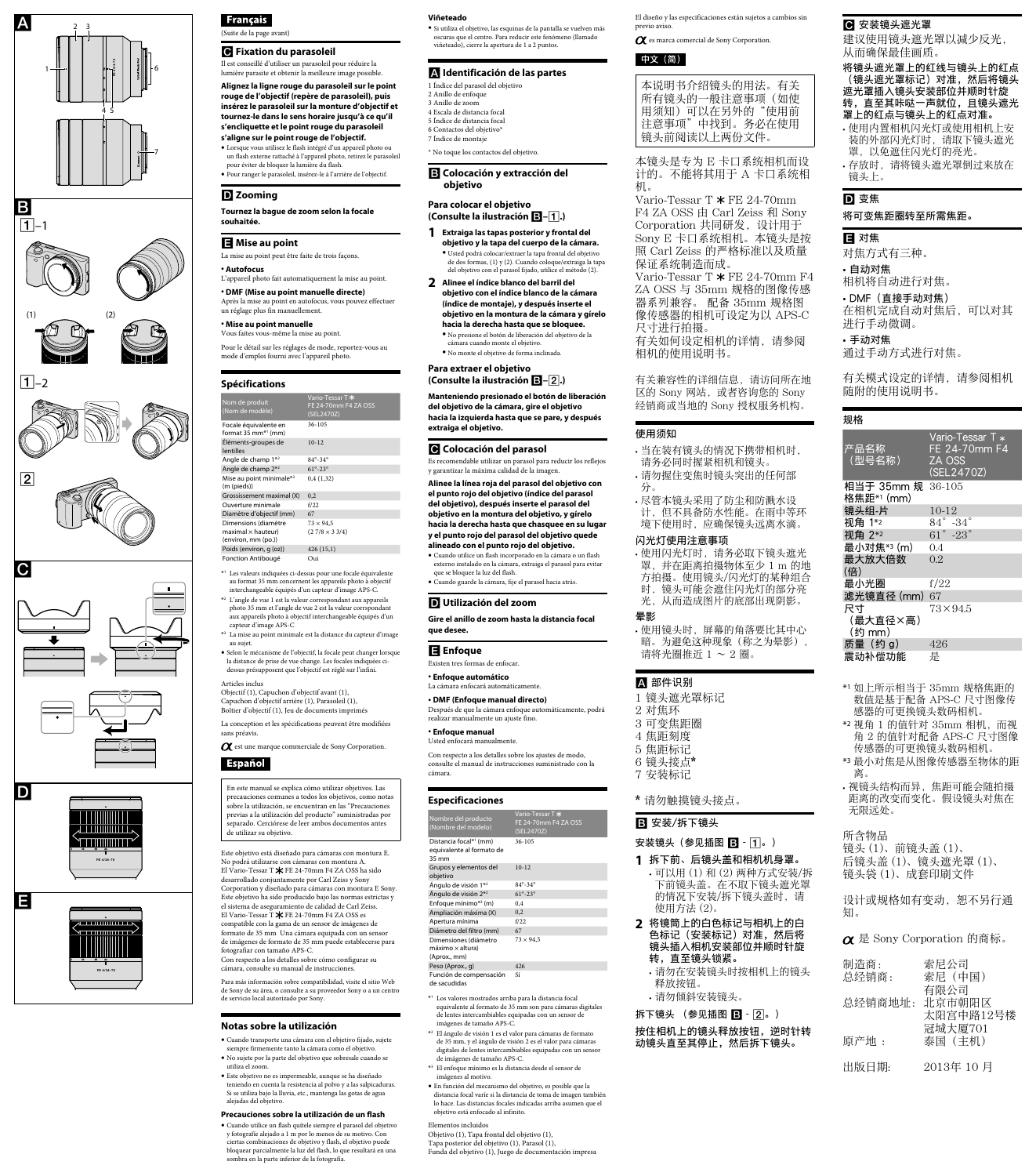A

1 2 3 4 5 6 7

B

1–1

(1) (2)

1–2

2

C

D

E

## Français

(Suite de la page avant)

### C Fixation du parasoleil

Il est conseillé d'utiliser un parasoleil pour réduire la lumière parasite et obtenir la meilleure image possible.

**Alignez la ligne rouge du parasoleil sur le point rouge de l'objectif (repère de parasoleil), puis insérez le parasoleil sur la monture d'objectif et tournez-le dans le sens horaire jusqu'à ce qu'il s'encliquette et le point rouge du parasoleil s'aligne sur le point rouge de l'objectif.**

- Lorsque vous utilisez le flash intégré d'un appareil photo ou un flash externe rattaché à l'appareil photo, retirez le parasoleil pour éviter de bloquer la lumière du flash.
- Pour ranger le parasoleil, insérez-le à l'arrière de l'objectif.

### D Zooming

**Tournez la bague de zoom selon la focale souhaitée.**

### E Mise au point

La mise au point peut être faite de trois façons.

**• Autofocus**

L'appareil photo fait automatiquement la mise au point.

**• DMF (Mise au point manuelle directe)**

Après la mise au point en autofocus, vous pouvez effectuer un réglage plus fin manuellement.

**• Mise au point manuelle**

Vous faites vous-même la mise au point.

Pour le détail sur les réglages de mode, reportez-vous au mode d'emploi fourni avec l'appareil photo.

### Spécifications

| Nom de produit (Nom de modèle) | Vario-Tessar T✱ FE 24-70mm F4 ZA OSS (SEL2470Z) |
|---|---|
| Focale équivalente en format 35 mm*[1] (mm) | 36-105 |
| Éléments-groupes de lentilles | 10-12 |
| Angle de champ 1*[2] | 84°-34° |
| Angle de champ 2*[2] | 61°-23° |
| Mise au point minimale*[3] (m (pieds)) | 0,4 (1,32) |
| Grossissement maximal (X) | 0,2 |
| Ouverture minimale | f/22 |
| Diamètre d'objectif (mm) | 67 |
| Dimensions (diamètre maximal × hauteur) (environ, mm (po.)) | 73 × 94,5 (2 7/8 × 3 3/4) |
| Poids (environ, g (oz)) | 426 (15,1) |
| Fonction Antibougé | Oui |

*1 Les valeurs indiquées ci-dessus pour une focale équivalente au format 35 mm concernent les appareils photo à objectif interchangeable équipés d'un capteur d'image APS-C.

*2 L'angle de vue 1 est la valeur correspondant aux appareils photo 35 mm et l'angle de vue 2 est la valeur corrspondant aux appareils photo à objectif interchangeable équipés d'un capteur d'image APS-C

*3 La mise au point minimale est la distance du capteur d'image au sujet.

- Selon le mécanisme de l'objectif, la focale peut changer lorsque la distance de prise de vue change. Les focales indiquées ci-dessus présupposent que l'objectif est réglé sur l'infini.

Articles inclus

Objectif (1), Capuchon d'objectif avant (1), Capuchon d'objectif arrière (1), Parasoleil (1), Boîtier d'objectif (1), Jeu de documents imprimés

La conception et les spécifications peuvent être modifiées sans préavis.

α est une marque commerciale de Sony Corporation.

## Español

En este manual se explica cómo utilizar objetivos. Las precauciones comunes a todos los objetivos, como notas sobre la utilización, se encuentran en las "Precauciones previas a la utilización del producto" suministradas por separado. Cerciórese de leer ambos documentos antes de utilizar su objetivo.

Este objetivo está diseñado para cámaras con montura E. No podrá utilizarse con cámaras con montura A.

El Vario-Tessar T✱ FE 24-70mm F4 ZA OSS ha sido desarrollado conjuntamente por Carl Zeiss y Sony Corporation y diseñado para cámaras con montura E Sony. Este objetivo ha sido producido bajo las normas estrictas y el sistema de aseguramiento de calidad de Carl Zeiss.

El Vario-Tessar T✱ FE 24-70mm F4 ZA OSS es compatible con la gama de un sensor de imágenes de formato de 35 mm Una cámara equipada con un sensor de imágenes de 35 mm puede establecerse para fotografiar con tamaño APS-C.

Con respecto a los detalles sobre cómo configurar su cámara, consulte su manual de instrucciones.

Para más información sobre compatibilidad, visite el sitio Web de Sony de su área, o consulte a su proveedor Sony o a un centro de servicio local autorizado por Sony.

### Notas sobre la utilización

- Cuando transporte una cámara con el objetivo fijado, sujete siempre firmemente tanto la cámara como el objetivo.
- No sujete por la parte del objetivo que sobresale cuando se utiliza el zoom.
- Este objetivo no es impermeable, aunque se ha diseñado teniendo en cuenta la resistencia al polvo y a las salpicaduras. Si se utiliza bajo la lluvia, etc., mantenga las gotas de agua alejadas del objetivo.

#### Precauciones sobre la utilización de un flash

- Cuando utilice un flash quítele siempre el parasol del objetivo y fotografíe alejado a 1 m por lo menos de su motivo. Con ciertas combinaciones de objetivo y flash, el objetivo puede bloquear parcialmente la luz del flash, lo que resultará en una sombra en la parte inferior de la fotografía.

#### Viñeteado

- Si utiliza el objetivo, las esquinas de la pantalla se vuelven más oscuras que el centro. Para reducir este fenómeno (llamado viñeteado), cierre la apertura de 1 a 2 puntos.

### A Identificación de las partes

1 Índice del parasol del objetivo
2 Anillo de enfoque
3 Anillo de zoom
4 Escala de distancia focal
5 Índice de distancia focal
6 Contactos del objetivo*
7 Índice de montaje

* No toque los contactos del objetivo.

### B Colocación y extracción del objetivo

#### Para colocar el objetivo (Consulte la ilustración B–1.)

1 **Extraiga las tapas posterior y frontal del objetivo y la tapa del cuerpo de la cámara.**
- Usted podrá colocar/extraer la tapa frontal del objetivo de dos formas, (1) y (2). Cuando coloque/extraiga la tapa del objetivo con el parasol fijado, utilice el método (2).

2 **Alinee el índice blanco del barril del objetivo con el índice blanco de la cámara (índice de montaje), y después inserte el objetivo en la montura de la cámara y gírelo hacia la derecha hasta que se bloquee.**
- No presione el botón de liberación del objetivo de la cámara cuando monte el objetivo.
- No monte el objetivo de forma inclinada.

#### Para extraer el objetivo (Consulte la ilustración B–2.)

**Manteniendo presionado el botón de liberación del objetivo de la cámara, gire el objetivo hacia la izquierda hasta que se pare, y después extraiga el objetivo.**

### C Colocación del parasol

Es recomendable utilizar un parasol para reducir los reflejos y garantizar la máxima calidad de la imagen.

**Alinee la línea roja del parasol del objetivo con el punto rojo del objetivo (índice del parasol del objetivo), después inserte el parasol del objetivo en la montura del objetivo, y gírelo hacia la derecha hasta que chasquee en su lugar y el punto rojo del parasol del objetivo quede alineado con el punto rojo del objetivo.**

- Cuando utilice un flash incorporado en la cámara o un flash externo instalado en la cámara, extraiga el parasol para evitar que se bloquee la luz del flash.
- Cuando guarde la cámara, fije el parasol hacia atrás.

### D Utilización del zoom

**Gire el anillo de zoom hasta la distancia focal que desee.**

### E Enfoque

Existen tres formas de enfocar.

**• Enfoque automático**

La cámara enfocará automáticamente.

**• DMF (Enfoque manual directo)**

Después de que la cámara enfoque automáticamente, podrá realizar manualmente un ajuste fino.

**• Enfoque manual**

Usted enfocará manualmente.

Con respecto a los detalles sobre los ajustes de modo, consulte el manual de instrucciones suministrado con la cámara.

### Especificaciones

| Nombre del producto (Nombre del modelo) | Vario-Tessar T✱ FE 24-70mm F4 ZA OSS (SEL2470Z) |
|---|---|
| Distancia focal*[1] (mm) equivalente al formato de 35 mm | 36-105 |
| Grupos y elementos del objetivo | 10-12 |
| Ángulo de visión 1*[2] | 84°-34° |
| Ángulo de visión 2*[2] | 61°-23° |
| Enfoque mínimo*[3] (m) | 0,4 |
| Ampliación máxima (X) | 0,2 |
| Apertura mínima | f/22 |
| Diámetro del filtro (mm) | 67 |
| Dimensiones (diámetro máximo × altura) (Aprox., mm) | 73 × 94,5 |
| Peso (Aprox., g) | 426 |
| Función de compensación de sacudidas | Sí |

*1 Los valores mostrados arriba para la distancia focal equivalente al formato de 35 mm son para cámaras digitales de lentes intercambiables equipadas con un sensor de imágenes de tamaño APS-C.

*2 El ángulo de visión 1 es el valor para cámaras de formato de 35 mm, y el ángulo de visión 2 es el valor para cámaras digitales de lentes intercambiables equipadas con un sensor de imágenes de tamaño APS-C.

*3 El enfoque mínimo es la distancia desde el sensor de imágenes al motivo.

- En función del mecanismo del objetivo, es posible que la distancia focal varíe si la distancia de toma de imagen también lo hace. Las distancias focales indicadas arriba asumen que el objetivo está enfocado al infinito.

Elementos incluidos

Objetivo (1), Tapa frontal del objetivo (1), Tapa posterior del objetivo (1), Parasol (1), Funda del objetivo (1), Juego de documentación impresa

El diseño y las especificaciones están sujetos a cambios sin previo aviso.

α es marca comercial de Sony Corporation.

## 中文（简）

本说明书介绍镜头的用法。有关所有镜头的一般注意事项（如使用须知）可以在另外的"使用前注意事项"中找到。务必在使用镜头前阅读以上两份文件。

本镜头是专为 E 卡口系统相机而设计的。不能将其用于 A 卡口系统相机。

Vario-Tessar T✱ FE 24-70mm F4 ZA OSS 由 Carl Zeiss 和 Sony Corporation 共同研发，设计用于 Sony E 卡口系统相机。本镜头是按照 Carl Zeiss 的严格标准以及质量保证系统制造而成。

Vario-Tessar T✱ FE 24-70mm F4 ZA OSS 与 35mm 规格的图像传感器系列兼容。配备 35mm 规格图像传感器的相机可设定为以 APS-C 尺寸进行拍摄。

有关如何设定相机的详情，请参阅相机的使用说明书。

有关兼容性的详细信息，请访问所在地区的 Sony 网站，或者咨询您的 Sony 经销商或当地的 Sony 授权服务机构。

### 使用须知

- 当在装有镜头的情况下携带相机时，请务必同时握紧相机和镜头。
- 请勿握住变焦时镜头突出的任何部分。
- 尽管本镜头采用了防尘和防溅水设计，但不具备防水性能。在雨中等环境下使用时，应确保镜头远离水滴。

#### 闪光灯使用注意事项

- 使用闪光灯时，请务必取下镜头遮光罩，并在距离拍摄物体至少 1 m 的地方拍摄。使用镜头/闪光灯的某种组合时，镜头可能会遮住闪光灯的部分光，从而造成图片的底部出现阴影。

#### 晕影

- 使用镜头时，屏幕的角落要比其中心暗。为避免这种现象（称之为晕影），请将光圈推近 1 ～ 2 圈。

### A 部件识别

1 镜头遮光罩标记
2 对焦环
3 可变焦距圈
4 焦距刻度
5 焦距标记
6 镜头接点*
7 安装标记

* 请勿触摸镜头接点。

### B 安装/拆下镜头

#### 安装镜头（参见插图 B - 1。）

1 **拆下前、后镜头盖和相机机身盖。**
- 可以用 (1) 和 (2) 两种方式安装/拆下前镜头盖。在不取下镜头遮光罩的情况下安装/拆下镜头盖时，请使用方法 (2)。

2 **将镜筒上的白色标记与相机上的白色标记（安装标记）对准，然后将镜头插入相机安装部位并顺时针旋转，直至镜头锁紧。**
- 请勿在安装镜头时按相机上的镜头释放按钮。
- 请勿倾斜安装镜头。

#### 拆下镜头（参见插图 B - 2。）

**按住相机上的镜头释放按钮，逆时针转动镜头直至其停止，然后拆下镜头。**

### C 安装镜头遮光罩

建议使用镜头遮光罩以减少反光，从而确保最佳画质。

**将镜头遮光罩上的红线与镜头上的红点（镜头遮光罩标记）对准，然后将镜头遮光罩插入镜头安装部位并顺时针旋转，直至其咔哒一声就位，且镜头遮光罩上的红点与镜头上的红点对准。**

- 使用内置相机闪光灯或使用相机上安装的外部闪光灯时，请取下镜头遮光罩，以免遮住闪光灯的亮光。
- 存放时，请将镜头遮光罩倒过来放在镜头上。

### D 变焦

**将可变焦距圈转至所需焦距。**

### E 对焦

对焦方式有三种。

**• 自动对焦**

相机将自动进行对焦。

**• DMF（直接手动对焦）**

在相机完成自动对焦后，可以对其进行手动微调。

**• 手动对焦**

通过手动方式进行对焦。

有关模式设定的详情，请参阅相机随附的使用说明书。

### 规格

| 产品名称（型号名称） | Vario-Tessar T✱ FE 24-70mm F4 ZA OSS (SEL2470Z) |
|---|---|
| 相当于 35mm 规格焦距*[1] (mm) | 36-105 |
| 镜头组-片 | 10-12 |
| 视角 1*[2] | 84°-34° |
| 视角 2*[2] | 61°-23° |
| 最小对焦*[3] (m) | 0.4 |
| 最大放大倍数（倍） | 0.2 |
| 最小光圈 | f/22 |
| 滤光镜直径 (mm) | 67 |
| 尺寸（最大直径×高）（约 mm） | 73×94.5 |
| 质量（约 g） | 426 |
| 震动补偿功能 | 是 |

*1 如上所示相当于 35mm 规格焦距的数值是基于配备 APS-C 尺寸图像传感器的可更换镜头数码相机。

*2 视角 1 的值针对 35mm 相机，而视角 2 的值针对配备 APS-C 尺寸图像传感器的可更换镜头数码相机。

*3 最小对焦是从图像传感器至物体的距离。

- 视镜头结构而异，焦距可能会随拍摄距离的改变而变化。假设镜头对焦在无限远处。

所含物品

镜头 (1)、前镜头盖 (1)、后镜头盖 (1)、镜头遮光罩 (1)、镜头袋 (1)、成套印刷文件

设计或规格如有变动，恕不另行通知。

α 是 Sony Corporation 的商标。

| | |
|---|---|
| 制造商： | 索尼公司 |
| 总经销商： | 索尼（中国）有限公司 |
| 总经销商地址： | 北京市朝阳区太阳宫中路12号楼冠城大厦701 |
| 原产地： | 泰国（主机） |

出版日期： 2013年 10 月